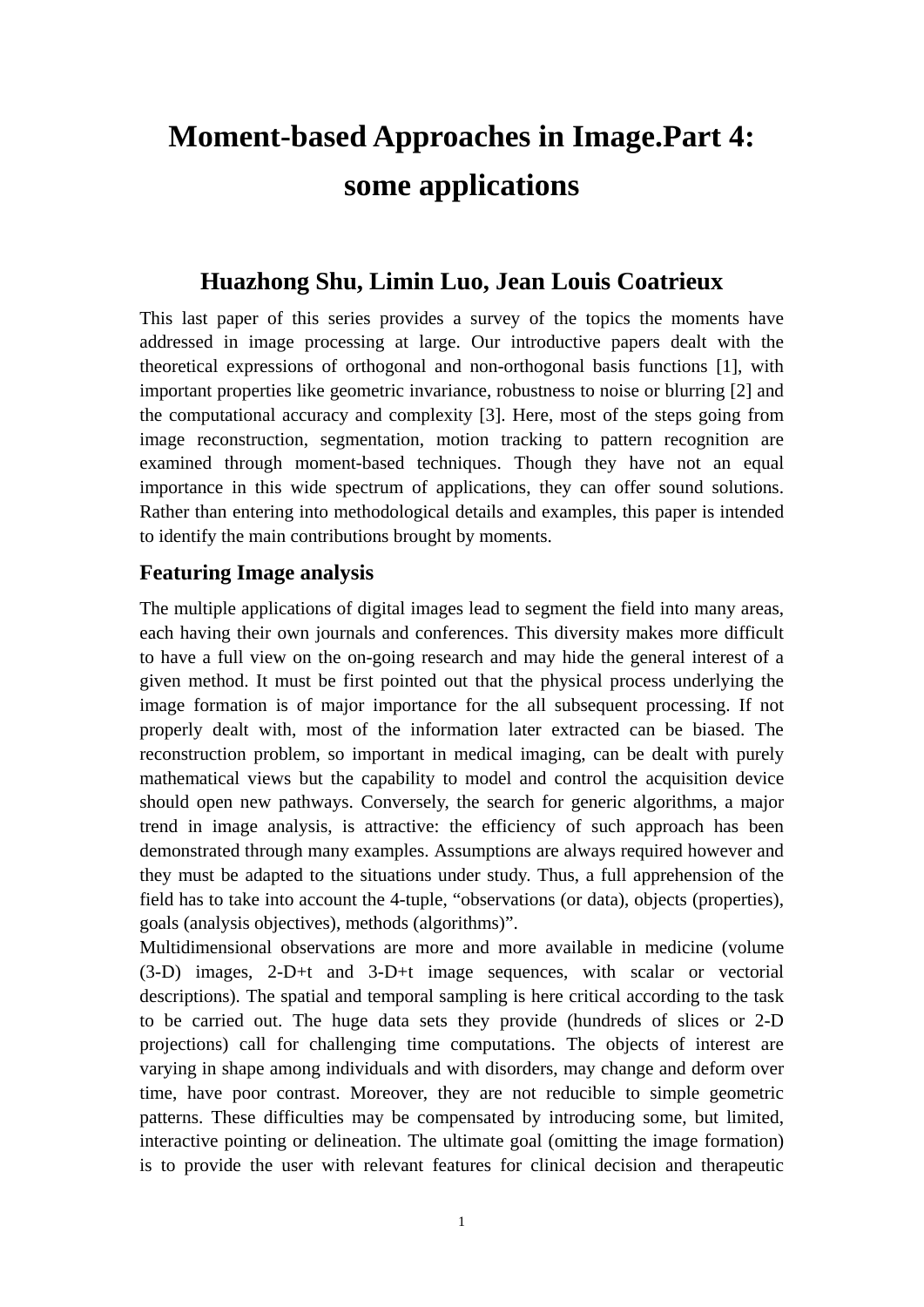# Moment-based Approaches in Image.Part 4: some applications

## Huazhong Shu, Limin Luo, Jean Louis Coatrieux

This last paper of this series provides a survey of the topics the moments have addressed in image processing at large. Our introductive papers dealt with the theoretical expressions of orthogonal and non-orthogonal basis functions [1], with important properties like geometric invariance, robustness to noise or blurring [2] and the computational accuracy and complexity [3]. Here, most of the steps going from image reconstruction, segmentation, motion tracking to pattern recognition are examined through moment-based techniques. Though they have not an equal importance in this wide spectrum of applications, they can offer sound solutions. Rather than entering into methodological details and examples, this paper is intended to identify the main contributions brought by moments.

### Featuring Image analysis

The multiple applications of digital images lead to segment the field into many areas, each having their own journals and conferences. This diversity makes more difficult to have a full view on the on-going research and may hide the general interest of a given method. It must be first pointed out that the physical process underlying the image formation is of major importance for the all subsequent processing. If not properly dealt with, most of the information later extracted can be biased. The reconstruction problem, so important in medical imaging, can be dealt with purely mathematical views but the capability to model and control the acquisition device should open new pathways. Conversely, the search for generic algorithms, a major trend in image analysis, is attractive: the efficiency of such approach has been demonstrated through many examples. Assumptions are always required however and they must be adapted to the situations under study. Thus, a full apprehension of the field has to take into account the 4-tuple, “observations (or data), objects (properties), goals (analysis objectives), methods (algorithms)”.

Multidimensional observations are more and more available in medicine (volume (3-D) images, 2-D+t and 3-D+t image sequences, with scalar or vectorial descriptions). The spatial and temporal sampling is here critical according to the task to be carried out. The huge data sets they provide (hundreds of slices or 2-D projections) call for challenging time computations. The objects of interest are varying in shape among individuals and with disorders, may change and deform over time, have poor contrast. Moreover, they are not reducible to simple geometric patterns. These difficulties may be compensated by introducing some, but limited, interactive pointing or delineation. The ultimate goal (omitting the image formation) is to provide the user with relevant features for clinical decision and therapeutic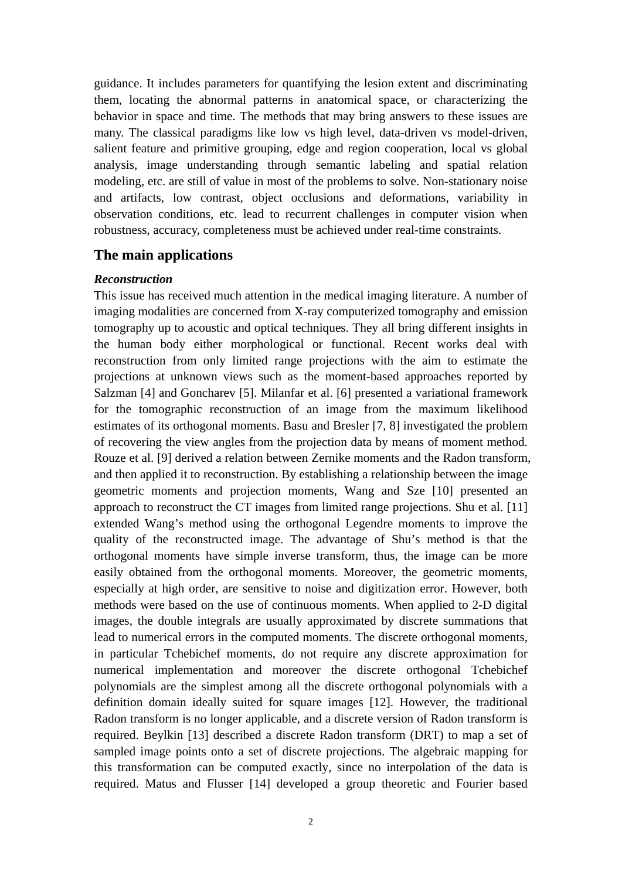guidance. It includes parameters for quantifying the lesion extent and discriminating them, locating the abnormal patterns in anatomical space, or characterizing the behavior in space and time. The methods that may bring answers to these issues are many. The classical paradigms like low vs high level, data-driven vs model-driven, salient feature and primitive grouping, edge and region cooperation, local vs global analysis, image understanding through semantic labeling and spatial relation modeling, etc. are still of value in most of the problems to solve. Non-stationary noise and artifacts, low contrast, object occlusions and deformations, variability in observation conditions, etc. lead to recurrent challenges in computer vision when robustness, accuracy, completeness must be achieved under real-time constraints.

## The main applications

### *Reconstruction*

This issue has received much attention in the medical imaging literature. A number of imaging modalities are concerned from X-ray computerized tomography and emission tomography up to acoustic and optical techniques. They all bring different insights in the human body either morphological or functional. Recent works deal with reconstruction from only limited range projections with the aim to estimate the projections at unknown views such as the moment-based approaches reported by Salzman [4] and Goncharev [5]. Milanfar et al. [6] presented a variational framework for the tomographic reconstruction of an image from the maximum likelihood estimates of its orthogonal moments. Basu and Bresler [7, 8] investigated the problem of recovering the view angles from the projection data by means of moment method. Rouze et al. [9] derived a relation between Zernike moments and the Radon transform, and then applied it to reconstruction. By establishing a relationship between the image geometric moments and projection moments, Wang and Sze [10] presented an approach to reconstruct the CT images from limited range projections. Shu et al. [11] extended Wang's method using the orthogonal Legendre moments to improve the quality of the reconstructed image. The advantage of Shu's method is that the orthogonal moments have simple inverse transform, thus, the image can be more easily obtained from the orthogonal moments. Moreover, the geometric moments, especially at high order, are sensitive to noise and digitization error. However, both methods were based on the use of continuous moments. When applied to 2-D digital images, the double integrals are usually approximated by discrete summations that lead to numerical errors in the computed moments. The discrete orthogonal moments, in particular Tchebichef moments, do not require any discrete approximation for numerical implementation and moreover the discrete orthogonal Tchebichef polynomials are the simplest among all the discrete orthogonal polynomials with a definition domain ideally suited for square images [12]. However, the traditional Radon transform is no longer applicable, and a discrete version of Radon transform is required. Beylkin [13] described a discrete Radon transform (DRT) to map a set of sampled image points onto a set of discrete projections. The algebraic mapping for this transformation can be computed exactly, since no interpolation of the data is required. Matus and Flusser [14] developed a group theoretic and Fourier based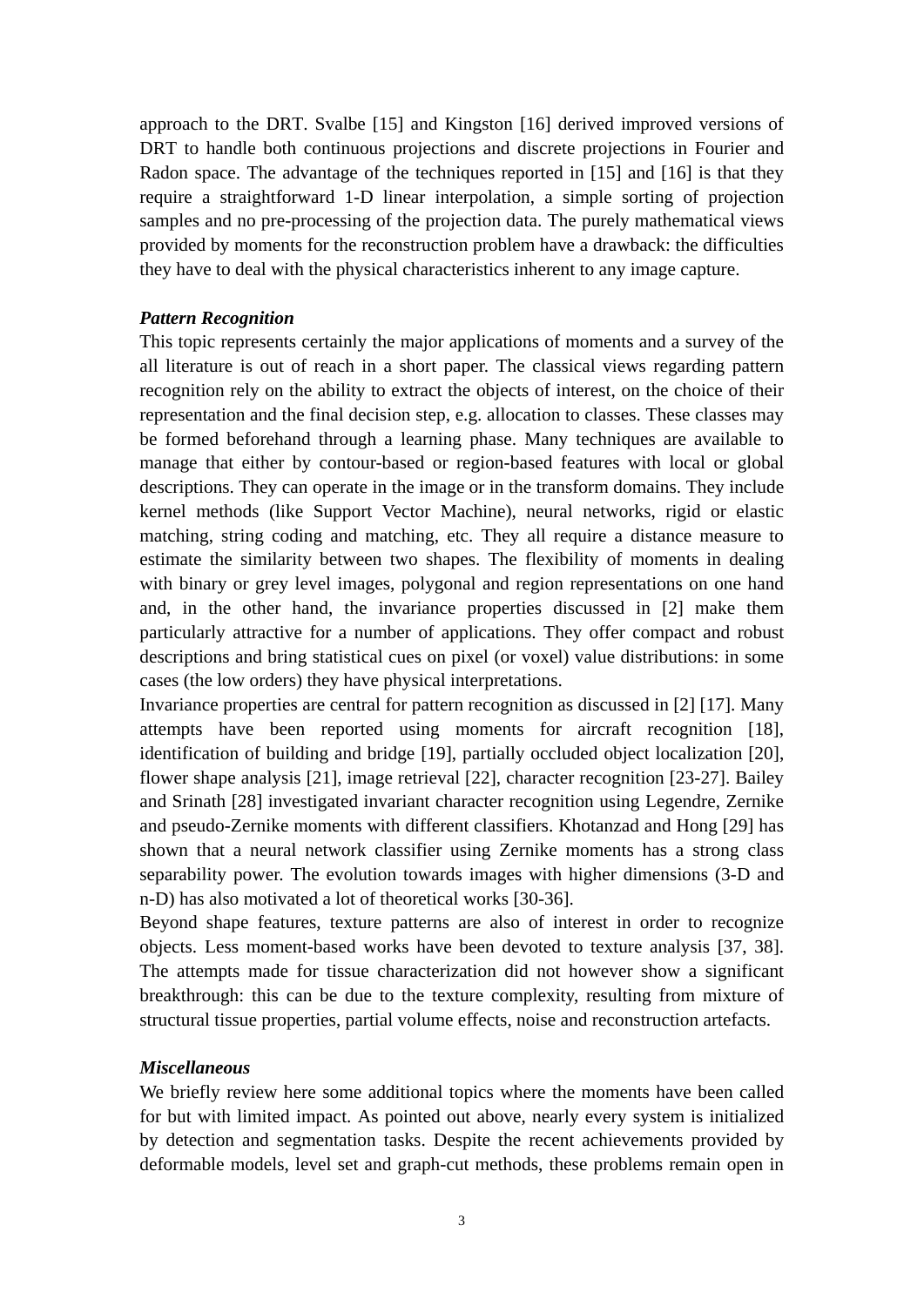approach to the DRT. Svalbe [15] and Kingston [16] derived improved versions of DRT to handle both continuous projections and discrete projections in Fourier and Radon space. The advantage of the techniques reported in [15] and [16] is that they require a straightforward 1-D linear interpolation, a simple sorting of projection samples and no pre-processing of the projection data. The purely mathematical views provided by moments for the reconstruction problem have a drawback: the difficulties they have to deal with the physical characteristics inherent to any image capture.

***Pattern Recognition***

This topic represents certainly the major applications of moments and a survey of the all literature is out of reach in a short paper. The classical views regarding pattern recognition rely on the ability to extract the objects of interest, on the choice of their representation and the final decision step, e.g. allocation to classes. These classes may be formed beforehand through a learning phase. Many techniques are available to manage that either by contour-based or region-based features with local or global descriptions. They can operate in the image or in the transform domains. They include kernel methods (like Support Vector Machine), neural networks, rigid or elastic matching, string coding and matching, etc. They all require a distance measure to estimate the similarity between two shapes. The flexibility of moments in dealing with binary or grey level images, polygonal and region representations on one hand and, in the other hand, the invariance properties discussed in [2] make them particularly attractive for a number of applications. They offer compact and robust descriptions and bring statistical cues on pixel (or voxel) value distributions: in some cases (the low orders) they have physical interpretations.

Invariance properties are central for pattern recognition as discussed in [2] [17]. Many attempts have been reported using moments for aircraft recognition [18], identification of building and bridge [19], partially occluded object localization [20], flower shape analysis [21], image retrieval [22], character recognition [23-27]. Bailey and Srinath [28] investigated invariant character recognition using Legendre, Zernike and pseudo-Zernike moments with different classifiers. Khotanzad and Hong [29] has shown that a neural network classifier using Zernike moments has a strong class separability power. The evolution towards images with higher dimensions (3-D and n-D) has also motivated a lot of theoretical works [30-36].

Beyond shape features, texture patterns are also of interest in order to recognize objects. Less moment-based works have been devoted to texture analysis [37, 38]. The attempts made for tissue characterization did not however show a significant breakthrough: this can be due to the texture complexity, resulting from mixture of structural tissue properties, partial volume effects, noise and reconstruction artefacts.

***Miscellaneous***

We briefly review here some additional topics where the moments have been called for but with limited impact. As pointed out above, nearly every system is initialized by detection and segmentation tasks. Despite the recent achievements provided by deformable models, level set and graph-cut methods, these problems remain open in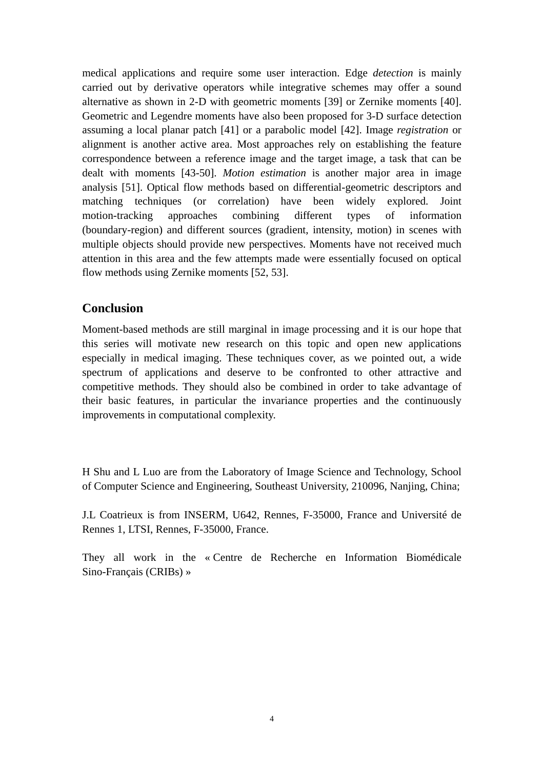medical applications and require some user interaction. Edge *detection* is mainly carried out by derivative operators while integrative schemes may offer a sound alternative as shown in 2-D with geometric moments [39] or Zernike moments [40]. Geometric and Legendre moments have also been proposed for 3-D surface detection assuming a local planar patch [41] or a parabolic model [42]. Image *registration* or alignment is another active area. Most approaches rely on establishing the feature correspondence between a reference image and the target image, a task that can be dealt with moments [43-50]. *Motion estimation* is another major area in image analysis [51]. Optical flow methods based on differential-geometric descriptors and matching techniques (or correlation) have been widely explored. Joint motion-tracking approaches combining different types of information (boundary-region) and different sources (gradient, intensity, motion) in scenes with multiple objects should provide new perspectives. Moments have not received much attention in this area and the few attempts made were essentially focused on optical flow methods using Zernike moments [52, 53].

## Conclusion

Moment-based methods are still marginal in image processing and it is our hope that this series will motivate new research on this topic and open new applications especially in medical imaging. These techniques cover, as we pointed out, a wide spectrum of applications and deserve to be confronted to other attractive and competitive methods. They should also be combined in order to take advantage of their basic features, in particular the invariance properties and the continuously improvements in computational complexity.

H Shu and L Luo are from the Laboratory of Image Science and Technology, School of Computer Science and Engineering, Southeast University, 210096, Nanjing, China;

J.L Coatrieux is from INSERM, U642, Rennes, F-35000, France and Université de Rennes 1, LTSI, Rennes, F-35000, France.

They all work in the « Centre de Recherche en Information Biomédicale Sino-Français (CRIBs) »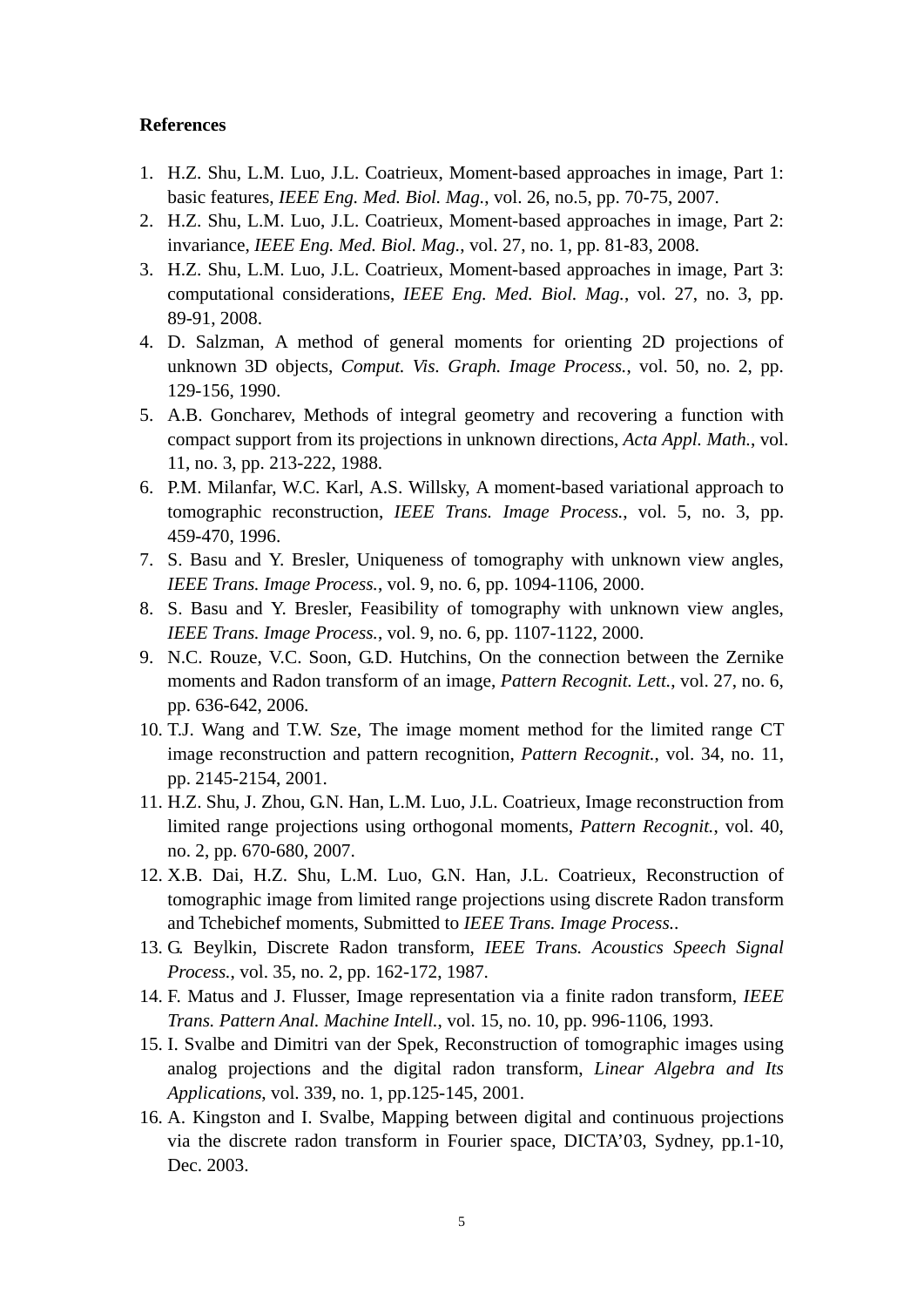**References**

1. H.Z. Shu, L.M. Luo, J.L. Coatrieux, Moment-based approaches in image, Part 1: basic features, *IEEE Eng. Med. Biol. Mag.*, vol. 26, no.5, pp. 70-75, 2007.
2. H.Z. Shu, L.M. Luo, J.L. Coatrieux, Moment-based approaches in image, Part 2: invariance, *IEEE Eng. Med. Biol. Mag.*, vol. 27, no. 1, pp. 81-83, 2008.
3. H.Z. Shu, L.M. Luo, J.L. Coatrieux, Moment-based approaches in image, Part 3: computational considerations, *IEEE Eng. Med. Biol. Mag.*, vol. 27, no. 3, pp. 89-91, 2008.
4. D. Salzman, A method of general moments for orienting 2D projections of unknown 3D objects, *Comput. Vis. Graph. Image Process.*, vol. 50, no. 2, pp. 129-156, 1990.
5. A.B. Goncharev, Methods of integral geometry and recovering a function with compact support from its projections in unknown directions, *Acta Appl. Math.*, vol. 11, no. 3, pp. 213-222, 1988.
6. P.M. Milanfar, W.C. Karl, A.S. Willsky, A moment-based variational approach to tomographic reconstruction, *IEEE Trans. Image Process.*, vol. 5, no. 3, pp. 459-470, 1996.
7. S. Basu and Y. Bresler, Uniqueness of tomography with unknown view angles, *IEEE Trans. Image Process.*, vol. 9, no. 6, pp. 1094-1106, 2000.
8. S. Basu and Y. Bresler, Feasibility of tomography with unknown view angles, *IEEE Trans. Image Process.*, vol. 9, no. 6, pp. 1107-1122, 2000.
9. N.C. Rouze, V.C. Soon, G.D. Hutchins, On the connection between the Zernike moments and Radon transform of an image, *Pattern Recognit. Lett.*, vol. 27, no. 6, pp. 636-642, 2006.
10. T.J. Wang and T.W. Sze, The image moment method for the limited range CT image reconstruction and pattern recognition, *Pattern Recognit.*, vol. 34, no. 11, pp. 2145-2154, 2001.
11. H.Z. Shu, J. Zhou, G.N. Han, L.M. Luo, J.L. Coatrieux, Image reconstruction from limited range projections using orthogonal moments, *Pattern Recognit.*, vol. 40, no. 2, pp. 670-680, 2007.
12. X.B. Dai, H.Z. Shu, L.M. Luo, G.N. Han, J.L. Coatrieux, Reconstruction of tomographic image from limited range projections using discrete Radon transform and Tchebichef moments, Submitted to *IEEE Trans. Image Process.*.
13. G. Beylkin, Discrete Radon transform, *IEEE Trans. Acoustics Speech Signal Process.*, vol. 35, no. 2, pp. 162-172, 1987.
14. F. Matus and J. Flusser, Image representation via a finite radon transform, *IEEE Trans. Pattern Anal. Machine Intell.*, vol. 15, no. 10, pp. 996-1106, 1993.
15. I. Svalbe and Dimitri van der Spek, Reconstruction of tomographic images using analog projections and the digital radon transform, *Linear Algebra and Its Applications*, vol. 339, no. 1, pp.125-145, 2001.
16. A. Kingston and I. Svalbe, Mapping between digital and continuous projections via the discrete radon transform in Fourier space, DICTA'03, Sydney, pp.1-10, Dec. 2003.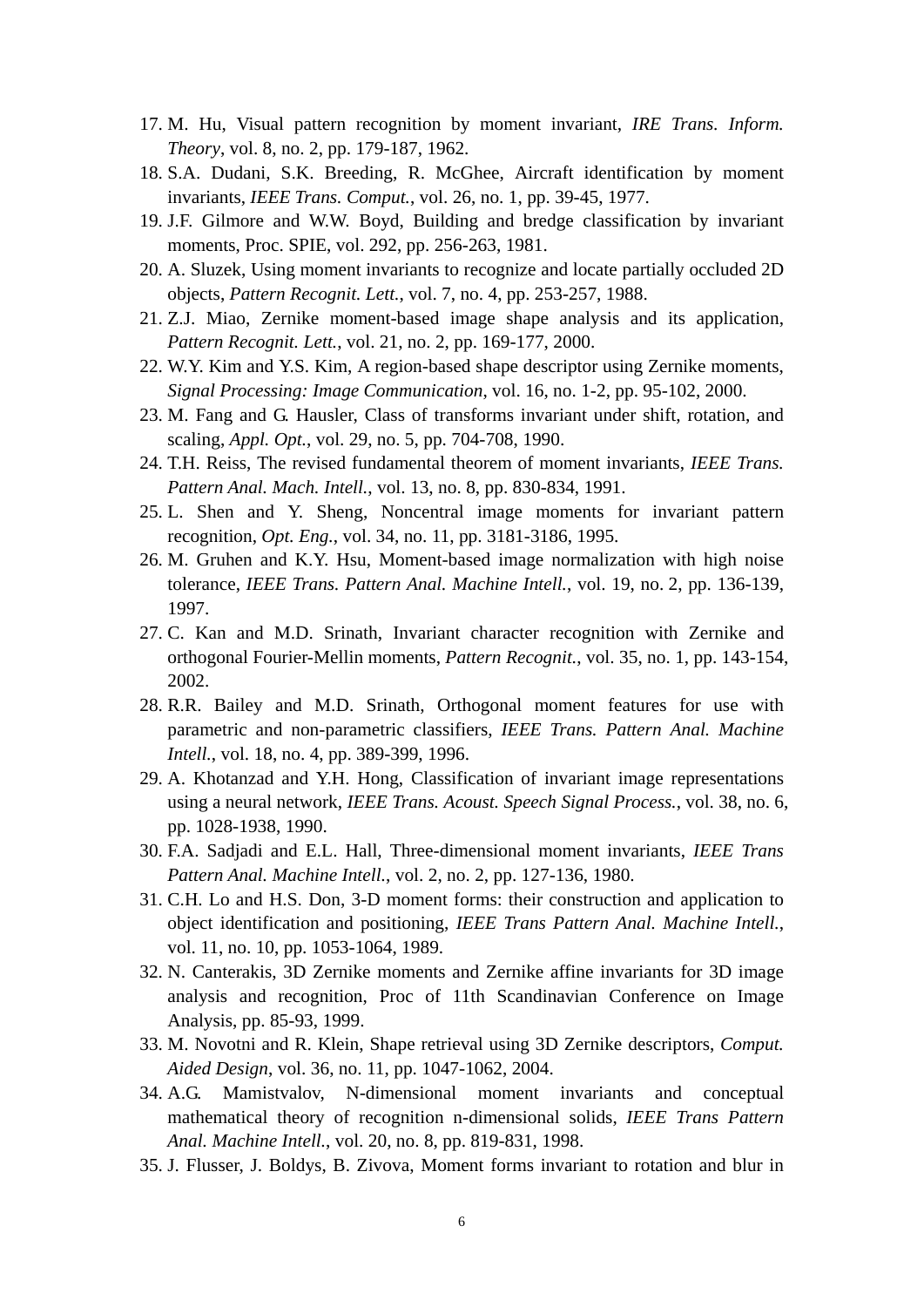17. M. Hu, Visual pattern recognition by moment invariant, *IRE Trans. Inform. Theory*, vol. 8, no. 2, pp. 179-187, 1962.
18. S.A. Dudani, S.K. Breeding, R. McGhee, Aircraft identification by moment invariants, *IEEE Trans. Comput.*, vol. 26, no. 1, pp. 39-45, 1977.
19. J.F. Gilmore and W.W. Boyd, Building and bredge classification by invariant moments, Proc. SPIE, vol. 292, pp. 256-263, 1981.
20. A. Sluzek, Using moment invariants to recognize and locate partially occluded 2D objects, *Pattern Recognit. Lett.*, vol. 7, no. 4, pp. 253-257, 1988.
21. Z.J. Miao, Zernike moment-based image shape analysis and its application, *Pattern Recognit. Lett.*, vol. 21, no. 2, pp. 169-177, 2000.
22. W.Y. Kim and Y.S. Kim, A region-based shape descriptor using Zernike moments, *Signal Processing: Image Communication*, vol. 16, no. 1-2, pp. 95-102, 2000.
23. M. Fang and G. Hausler, Class of transforms invariant under shift, rotation, and scaling, *Appl. Opt.*, vol. 29, no. 5, pp. 704-708, 1990.
24. T.H. Reiss, The revised fundamental theorem of moment invariants, *IEEE Trans. Pattern Anal. Mach. Intell.*, vol. 13, no. 8, pp. 830-834, 1991.
25. L. Shen and Y. Sheng, Noncentral image moments for invariant pattern recognition, *Opt. Eng.*, vol. 34, no. 11, pp. 3181-3186, 1995.
26. M. Gruhen and K.Y. Hsu, Moment-based image normalization with high noise tolerance, *IEEE Trans. Pattern Anal. Machine Intell.*, vol. 19, no. 2, pp. 136-139, 1997.
27. C. Kan and M.D. Srinath, Invariant character recognition with Zernike and orthogonal Fourier-Mellin moments, *Pattern Recognit.*, vol. 35, no. 1, pp. 143-154, 2002.
28. R.R. Bailey and M.D. Srinath, Orthogonal moment features for use with parametric and non-parametric classifiers, *IEEE Trans. Pattern Anal. Machine Intell.*, vol. 18, no. 4, pp. 389-399, 1996.
29. A. Khotanzad and Y.H. Hong, Classification of invariant image representations using a neural network, *IEEE Trans. Acoust. Speech Signal Process.*, vol. 38, no. 6, pp. 1028-1938, 1990.
30. F.A. Sadjadi and E.L. Hall, Three-dimensional moment invariants, *IEEE Trans Pattern Anal. Machine Intell.*, vol. 2, no. 2, pp. 127-136, 1980.
31. C.H. Lo and H.S. Don, 3-D moment forms: their construction and application to object identification and positioning, *IEEE Trans Pattern Anal. Machine Intell.*, vol. 11, no. 10, pp. 1053-1064, 1989.
32. N. Canterakis, 3D Zernike moments and Zernike affine invariants for 3D image analysis and recognition, Proc of 11th Scandinavian Conference on Image Analysis, pp. 85-93, 1999.
33. M. Novotni and R. Klein, Shape retrieval using 3D Zernike descriptors, *Comput. Aided Design*, vol. 36, no. 11, pp. 1047-1062, 2004.
34. A.G. Mamistvalov, N-dimensional moment invariants and conceptual mathematical theory of recognition n-dimensional solids, *IEEE Trans Pattern Anal. Machine Intell.*, vol. 20, no. 8, pp. 819-831, 1998.
35. J. Flusser, J. Boldys, B. Zivova, Moment forms invariant to rotation and blur in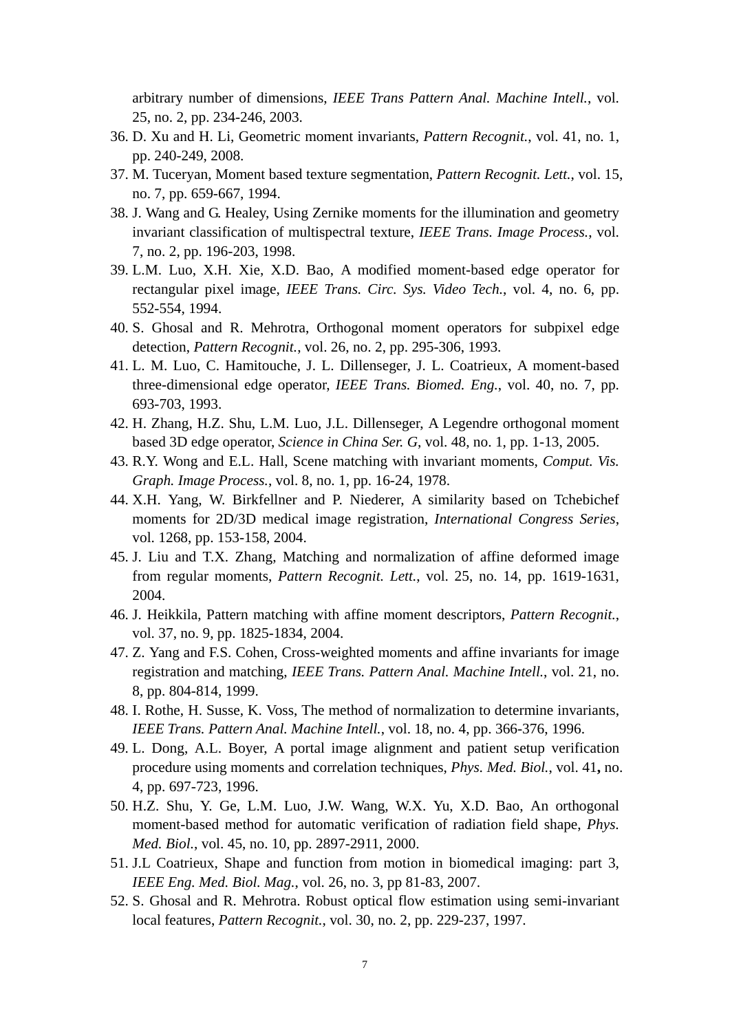arbitrary number of dimensions, *IEEE Trans Pattern Anal. Machine Intell.*, vol. 25, no. 2, pp. 234-246, 2003.

36. D. Xu and H. Li, Geometric moment invariants, *Pattern Recognit.*, vol. 41, no. 1, pp. 240-249, 2008.
37. M. Tuceryan, Moment based texture segmentation, *Pattern Recognit. Lett.*, vol. 15, no. 7, pp. 659-667, 1994.
38. J. Wang and G. Healey, Using Zernike moments for the illumination and geometry invariant classification of multispectral texture, *IEEE Trans. Image Process.*, vol. 7, no. 2, pp. 196-203, 1998.
39. L.M. Luo, X.H. Xie, X.D. Bao, A modified moment-based edge operator for rectangular pixel image, *IEEE Trans. Circ. Sys. Video Tech.*, vol. 4, no. 6, pp. 552-554, 1994.
40. S. Ghosal and R. Mehrotra, Orthogonal moment operators for subpixel edge detection, *Pattern Recognit.*, vol. 26, no. 2, pp. 295-306, 1993.
41. L. M. Luo, C. Hamitouche, J. L. Dillenseger, J. L. Coatrieux, A moment-based three-dimensional edge operator, *IEEE Trans. Biomed. Eng.*, vol. 40, no. 7, pp. 693-703, 1993.
42. H. Zhang, H.Z. Shu, L.M. Luo, J.L. Dillenseger, A Legendre orthogonal moment based 3D edge operator, *Science in China Ser. G*, vol. 48, no. 1, pp. 1-13, 2005.
43. R.Y. Wong and E.L. Hall, Scene matching with invariant moments, *Comput. Vis. Graph. Image Process.*, vol. 8, no. 1, pp. 16-24, 1978.
44. X.H. Yang, W. Birkfellner and P. Niederer, A similarity based on Tchebichef moments for 2D/3D medical image registration, *International Congress Series*, vol. 1268, pp. 153-158, 2004.
45. J. Liu and T.X. Zhang, Matching and normalization of affine deformed image from regular moments, *Pattern Recognit. Lett.*, vol. 25, no. 14, pp. 1619-1631, 2004.
46. J. Heikkila, Pattern matching with affine moment descriptors, *Pattern Recognit.*, vol. 37, no. 9, pp. 1825-1834, 2004.
47. Z. Yang and F.S. Cohen, Cross-weighted moments and affine invariants for image registration and matching, *IEEE Trans. Pattern Anal. Machine Intell.*, vol. 21, no. 8, pp. 804-814, 1999.
48. I. Rothe, H. Susse, K. Voss, The method of normalization to determine invariants, *IEEE Trans. Pattern Anal. Machine Intell.*, vol. 18, no. 4, pp. 366-376, 1996.
49. L. Dong, A.L. Boyer, A portal image alignment and patient setup verification procedure using moments and correlation techniques, *Phys. Med. Biol.*, vol. 41**,** no. 4, pp. 697-723, 1996.
50. H.Z. Shu, Y. Ge, L.M. Luo, J.W. Wang, W.X. Yu, X.D. Bao, An orthogonal moment-based method for automatic verification of radiation field shape, *Phys. Med. Biol.*, vol. 45, no. 10, pp. 2897-2911, 2000.
51. J.L Coatrieux, Shape and function from motion in biomedical imaging: part 3, *IEEE Eng. Med. Biol. Mag.*, vol. 26, no. 3, pp 81-83, 2007.
52. S. Ghosal and R. Mehrotra. Robust optical flow estimation using semi-invariant local features, *Pattern Recognit.*, vol. 30, no. 2, pp. 229-237, 1997.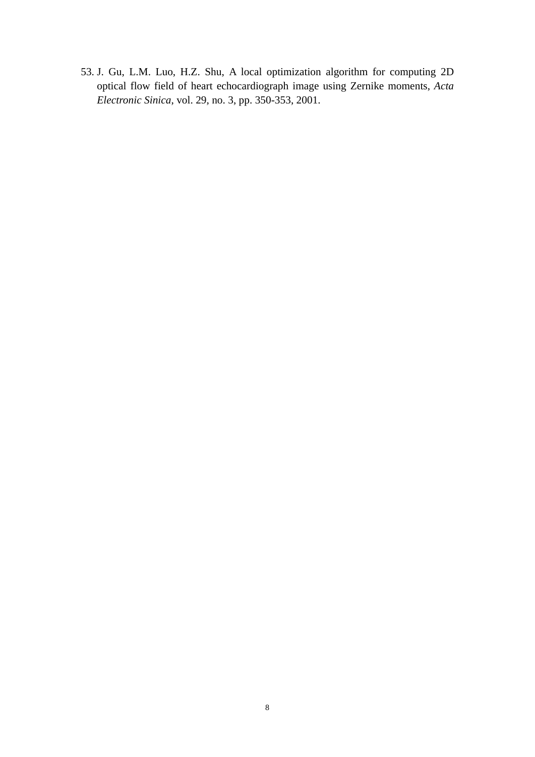53. J. Gu, L.M. Luo, H.Z. Shu, A local optimization algorithm for computing 2D optical flow field of heart echocardiograph image using Zernike moments, *Acta Electronic Sinica*, vol. 29, no. 3, pp. 350-353, 2001.